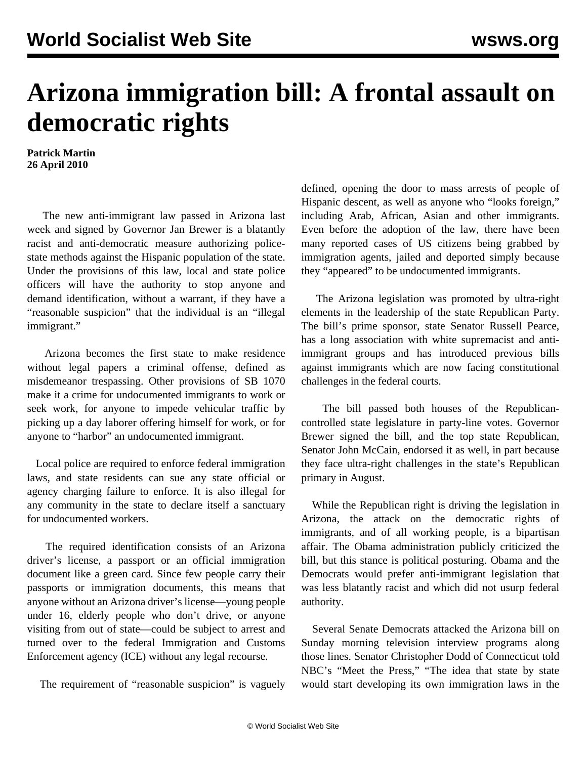# Arizona immigration bill: A frontal assault on democratic rights

**Patrick Martin**
**26 April 2010**

The new anti-immigrant law passed in Arizona last week and signed by Governor Jan Brewer is a blatantly racist and anti-democratic measure authorizing police-state methods against the Hispanic population of the state. Under the provisions of this law, local and state police officers will have the authority to stop anyone and demand identification, without a warrant, if they have a "reasonable suspicion" that the individual is an "illegal immigrant."

Arizona becomes the first state to make residence without legal papers a criminal offense, defined as misdemeanor trespassing. Other provisions of SB 1070 make it a crime for undocumented immigrants to work or seek work, for anyone to impede vehicular traffic by picking up a day laborer offering himself for work, or for anyone to "harbor" an undocumented immigrant.

Local police are required to enforce federal immigration laws, and state residents can sue any state official or agency charging failure to enforce. It is also illegal for any community in the state to declare itself a sanctuary for undocumented workers.

The required identification consists of an Arizona driver's license, a passport or an official immigration document like a green card. Since few people carry their passports or immigration documents, this means that anyone without an Arizona driver's license—young people under 16, elderly people who don't drive, or anyone visiting from out of state—could be subject to arrest and turned over to the federal Immigration and Customs Enforcement agency (ICE) without any legal recourse.

The requirement of "reasonable suspicion" is vaguely defined, opening the door to mass arrests of people of Hispanic descent, as well as anyone who "looks foreign," including Arab, African, Asian and other immigrants. Even before the adoption of the law, there have been many reported cases of US citizens being grabbed by immigration agents, jailed and deported simply because they "appeared" to be undocumented immigrants.

The Arizona legislation was promoted by ultra-right elements in the leadership of the state Republican Party. The bill's prime sponsor, state Senator Russell Pearce, has a long association with white supremacist and anti-immigrant groups and has introduced previous bills against immigrants which are now facing constitutional challenges in the federal courts.

The bill passed both houses of the Republican-controlled state legislature in party-line votes. Governor Brewer signed the bill, and the top state Republican, Senator John McCain, endorsed it as well, in part because they face ultra-right challenges in the state's Republican primary in August.

While the Republican right is driving the legislation in Arizona, the attack on the democratic rights of immigrants, and of all working people, is a bipartisan affair. The Obama administration publicly criticized the bill, but this stance is political posturing. Obama and the Democrats would prefer anti-immigrant legislation that was less blatantly racist and which did not usurp federal authority.

Several Senate Democrats attacked the Arizona bill on Sunday morning television interview programs along those lines. Senator Christopher Dodd of Connecticut told NBC's "Meet the Press," "The idea that state by state would start developing its own immigration laws in the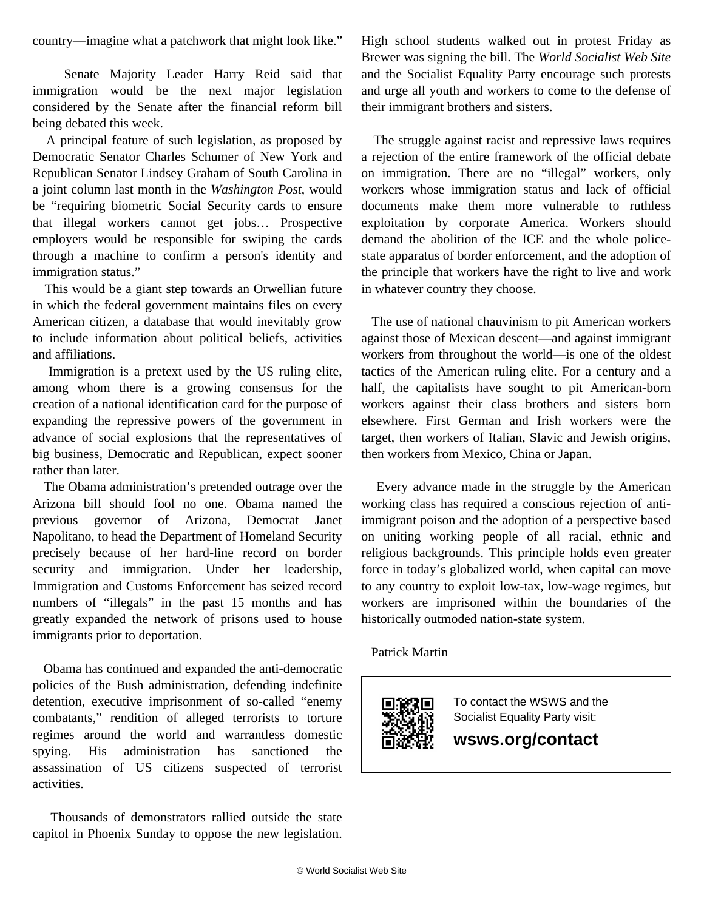country—imagine what a patchwork that might look like."

Senate Majority Leader Harry Reid said that immigration would be the next major legislation considered by the Senate after the financial reform bill being debated this week.

A principal feature of such legislation, as proposed by Democratic Senator Charles Schumer of New York and Republican Senator Lindsey Graham of South Carolina in a joint column last month in the *Washington Post*, would be "requiring biometric Social Security cards to ensure that illegal workers cannot get jobs… Prospective employers would be responsible for swiping the cards through a machine to confirm a person's identity and immigration status."

This would be a giant step towards an Orwellian future in which the federal government maintains files on every American citizen, a database that would inevitably grow to include information about political beliefs, activities and affiliations.

Immigration is a pretext used by the US ruling elite, among whom there is a growing consensus for the creation of a national identification card for the purpose of expanding the repressive powers of the government in advance of social explosions that the representatives of big business, Democratic and Republican, expect sooner rather than later.

The Obama administration's pretended outrage over the Arizona bill should fool no one. Obama named the previous governor of Arizona, Democrat Janet Napolitano, to head the Department of Homeland Security precisely because of her hard-line record on border security and immigration. Under her leadership, Immigration and Customs Enforcement has seized record numbers of "illegals" in the past 15 months and has greatly expanded the network of prisons used to house immigrants prior to deportation.

Obama has continued and expanded the anti-democratic policies of the Bush administration, defending indefinite detention, executive imprisonment of so-called "enemy combatants," rendition of alleged terrorists to torture regimes around the world and warrantless domestic spying. His administration has sanctioned the assassination of US citizens suspected of terrorist activities.

Thousands of demonstrators rallied outside the state capitol in Phoenix Sunday to oppose the new legislation. High school students walked out in protest Friday as Brewer was signing the bill. The *World Socialist Web Site* and the Socialist Equality Party encourage such protests and urge all youth and workers to come to the defense of their immigrant brothers and sisters.

The struggle against racist and repressive laws requires a rejection of the entire framework of the official debate on immigration. There are no "illegal" workers, only workers whose immigration status and lack of official documents make them more vulnerable to ruthless exploitation by corporate America. Workers should demand the abolition of the ICE and the whole police-state apparatus of border enforcement, and the adoption of the principle that workers have the right to live and work in whatever country they choose.

The use of national chauvinism to pit American workers against those of Mexican descent—and against immigrant workers from throughout the world—is one of the oldest tactics of the American ruling elite. For a century and a half, the capitalists have sought to pit American-born workers against their class brothers and sisters born elsewhere. First German and Irish workers were the target, then workers of Italian, Slavic and Jewish origins, then workers from Mexico, China or Japan.

Every advance made in the struggle by the American working class has required a conscious rejection of anti-immigrant poison and the adoption of a perspective based on uniting working people of all racial, ethnic and religious backgrounds. This principle holds even greater force in today's globalized world, when capital can move to any country to exploit low-tax, low-wage regimes, but workers are imprisoned within the boundaries of the historically outmoded nation-state system.

Patrick Martin

To contact the WSWS and the Socialist Equality Party visit:

**wsws.org/contact**